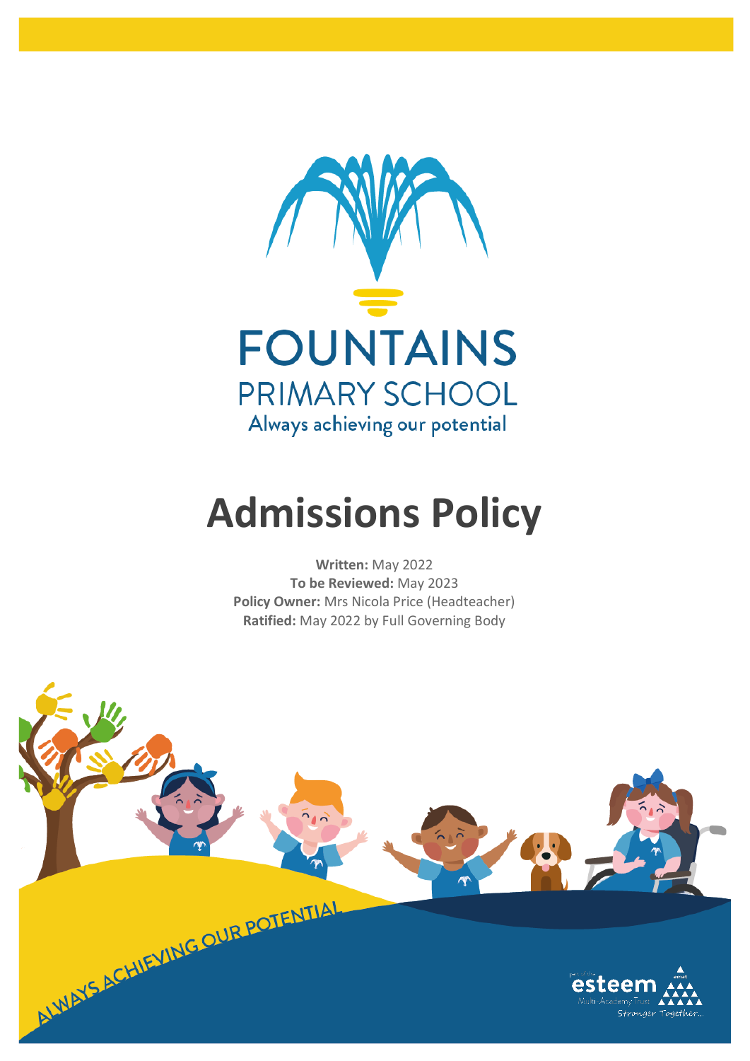FOUNTAINS

PRIMARY SCHOOL

Always achieving our potential

# Admissions Policy

**Written:** May 2022
**To be Reviewed:** May 2023
**Policy Owner:** Mrs Nicola Price (Headteacher)
**Ratified:** May 2022 by Full Governing Body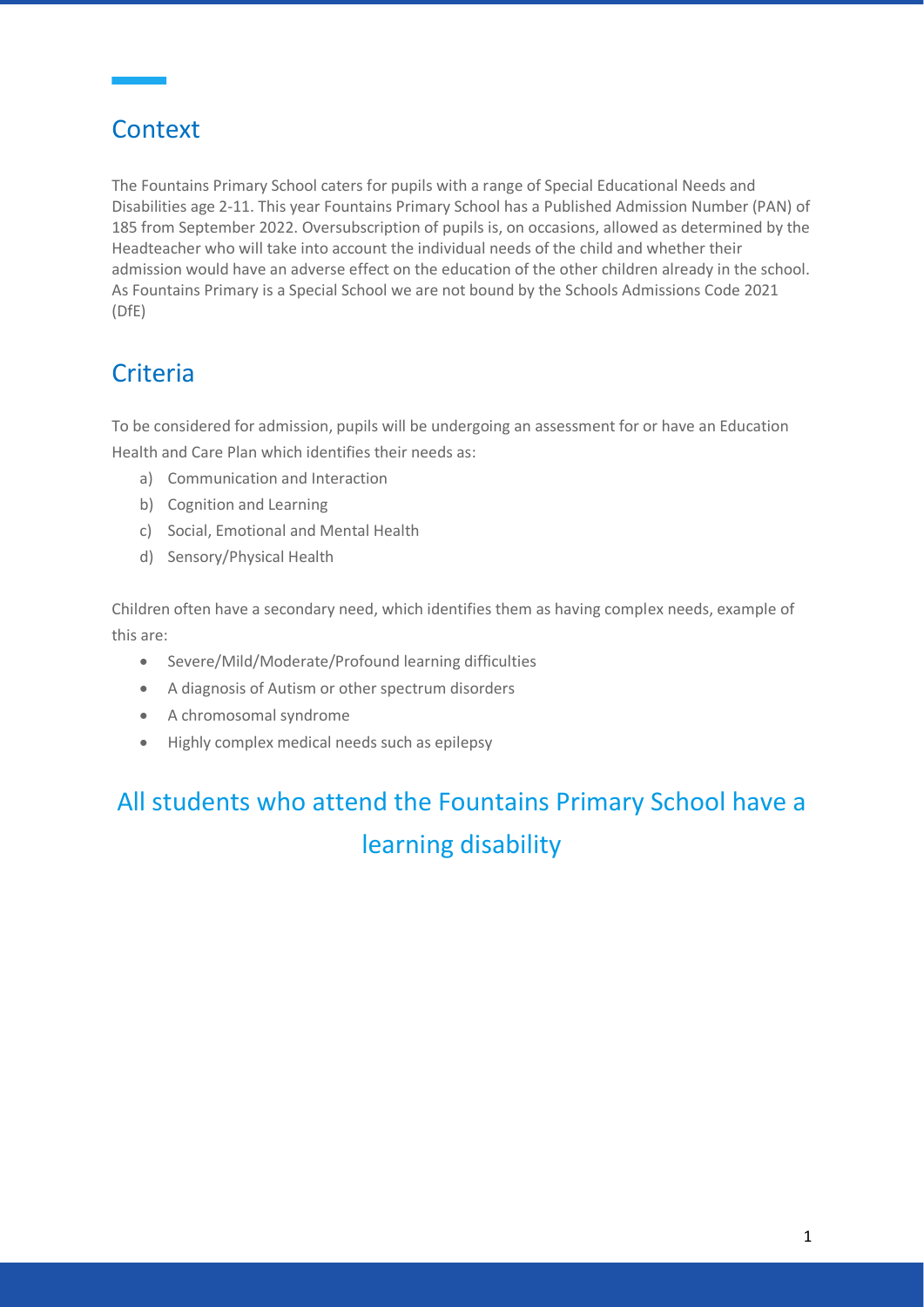## Context

The Fountains Primary School caters for pupils with a range of Special Educational Needs and Disabilities age 2-11. This year Fountains Primary School has a Published Admission Number (PAN) of 185 from September 2022. Oversubscription of pupils is, on occasions, allowed as determined by the Headteacher who will take into account the individual needs of the child and whether their admission would have an adverse effect on the education of the other children already in the school. As Fountains Primary is a Special School we are not bound by the Schools Admissions Code 2021 (DfE)

## Criteria

To be considered for admission, pupils will be undergoing an assessment for or have an Education Health and Care Plan which identifies their needs as:

a) Communication and Interaction
b) Cognition and Learning
c) Social, Emotional and Mental Health
d) Sensory/Physical Health

Children often have a secondary need, which identifies them as having complex needs, example of this are:

- Severe/Mild/Moderate/Profound learning difficulties
- A diagnosis of Autism or other spectrum disorders
- A chromosomal syndrome
- Highly complex medical needs such as epilepsy

## All students who attend the Fountains Primary School have a learning disability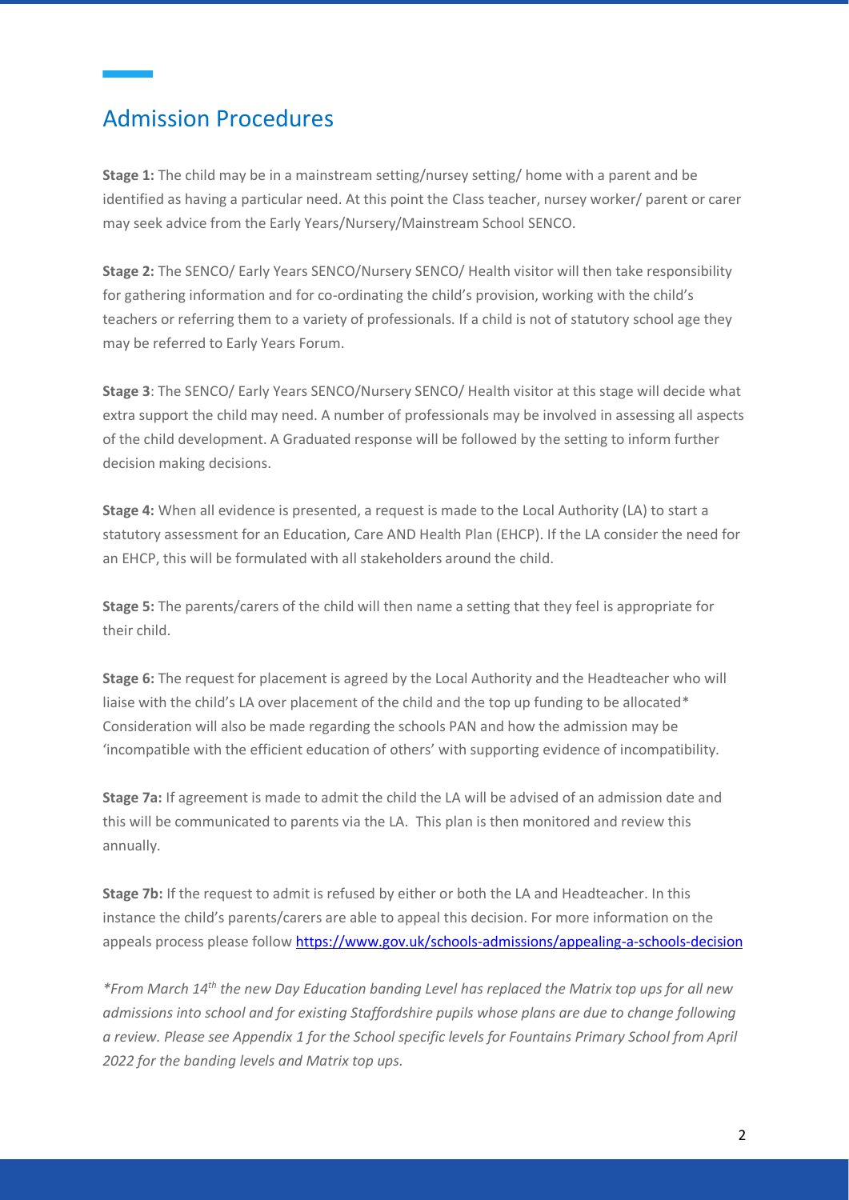## Admission Procedures

**Stage 1:** The child may be in a mainstream setting/nursey setting/ home with a parent and be identified as having a particular need. At this point the Class teacher, nursey worker/ parent or carer may seek advice from the Early Years/Nursery/Mainstream School SENCO.

**Stage 2:** The SENCO/ Early Years SENCO/Nursery SENCO/ Health visitor will then take responsibility for gathering information and for co-ordinating the child's provision, working with the child's teachers or referring them to a variety of professionals. If a child is not of statutory school age they may be referred to Early Years Forum.

**Stage 3**: The SENCO/ Early Years SENCO/Nursery SENCO/ Health visitor at this stage will decide what extra support the child may need. A number of professionals may be involved in assessing all aspects of the child development. A Graduated response will be followed by the setting to inform further decision making decisions.

**Stage 4:** When all evidence is presented, a request is made to the Local Authority (LA) to start a statutory assessment for an Education, Care AND Health Plan (EHCP). If the LA consider the need for an EHCP, this will be formulated with all stakeholders around the child.

**Stage 5:** The parents/carers of the child will then name a setting that they feel is appropriate for their child.

**Stage 6:** The request for placement is agreed by the Local Authority and the Headteacher who will liaise with the child's LA over placement of the child and the top up funding to be allocated* Consideration will also be made regarding the schools PAN and how the admission may be 'incompatible with the efficient education of others' with supporting evidence of incompatibility.

**Stage 7a:** If agreement is made to admit the child the LA will be advised of an admission date and this will be communicated to parents via the LA. This plan is then monitored and review this annually.

**Stage 7b:** If the request to admit is refused by either or both the LA and Headteacher. In this instance the child's parents/carers are able to appeal this decision. For more information on the appeals process please follow https://www.gov.uk/schools-admissions/appealing-a-schools-decision

*\*From March 14th the new Day Education banding Level has replaced the Matrix top ups for all new admissions into school and for existing Staffordshire pupils whose plans are due to change following a review. Please see Appendix 1 for the School specific levels for Fountains Primary School from April 2022 for the banding levels and Matrix top ups.*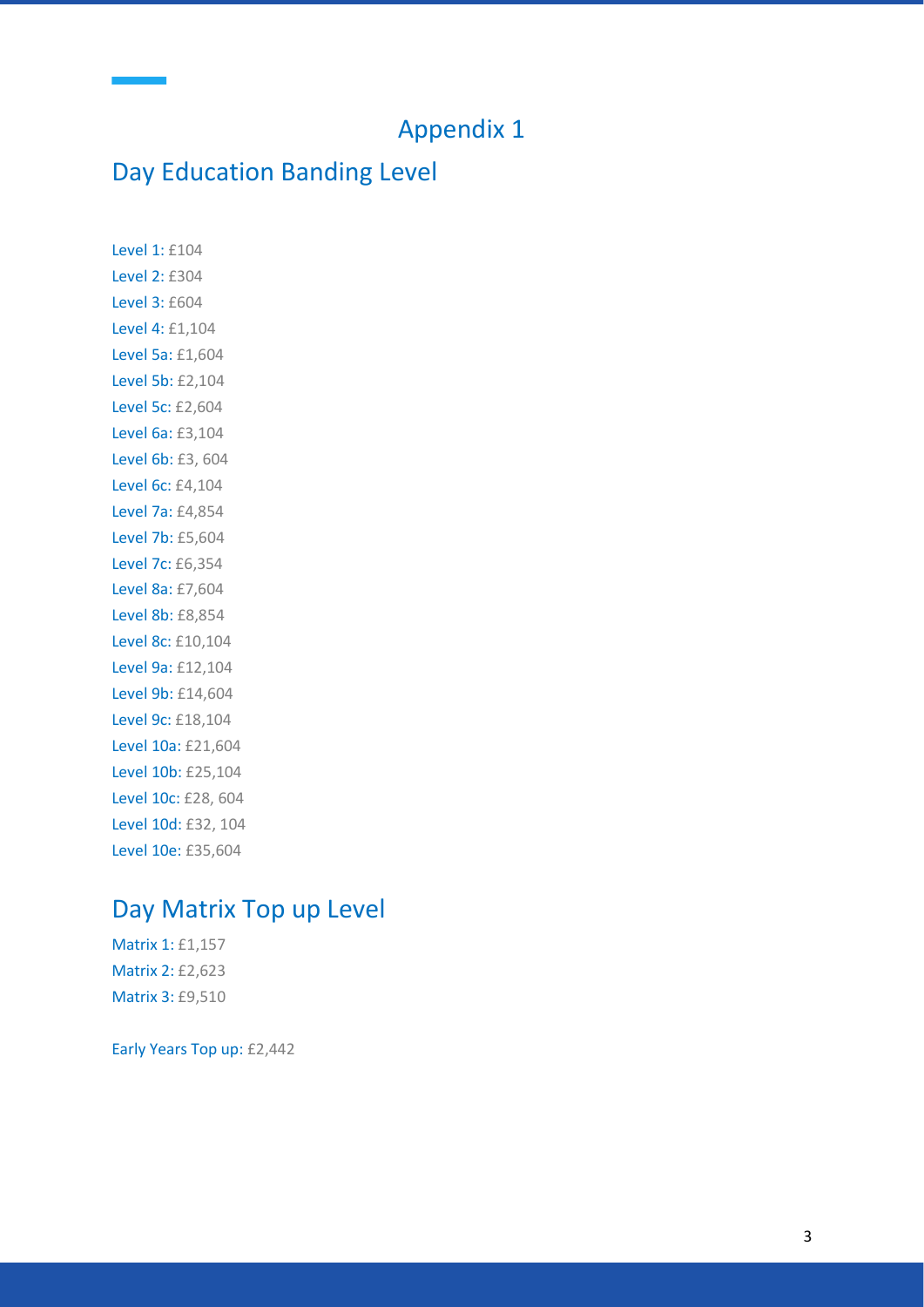# Appendix 1

## Day Education Banding Level

Level 1: £104
Level 2: £304
Level 3: £604
Level 4: £1,104
Level 5a: £1,604
Level 5b: £2,104
Level 5c: £2,604
Level 6a: £3,104
Level 6b: £3, 604
Level 6c: £4,104
Level 7a: £4,854
Level 7b: £5,604
Level 7c: £6,354
Level 8a: £7,604
Level 8b: £8,854
Level 8c: £10,104
Level 9a: £12,104
Level 9b: £14,604
Level 9c: £18,104
Level 10a: £21,604
Level 10b: £25,104
Level 10c: £28, 604
Level 10d: £32, 104
Level 10e: £35,604

## Day Matrix Top up Level

Matrix 1: £1,157
Matrix 2: £2,623
Matrix 3: £9,510

Early Years Top up: £2,442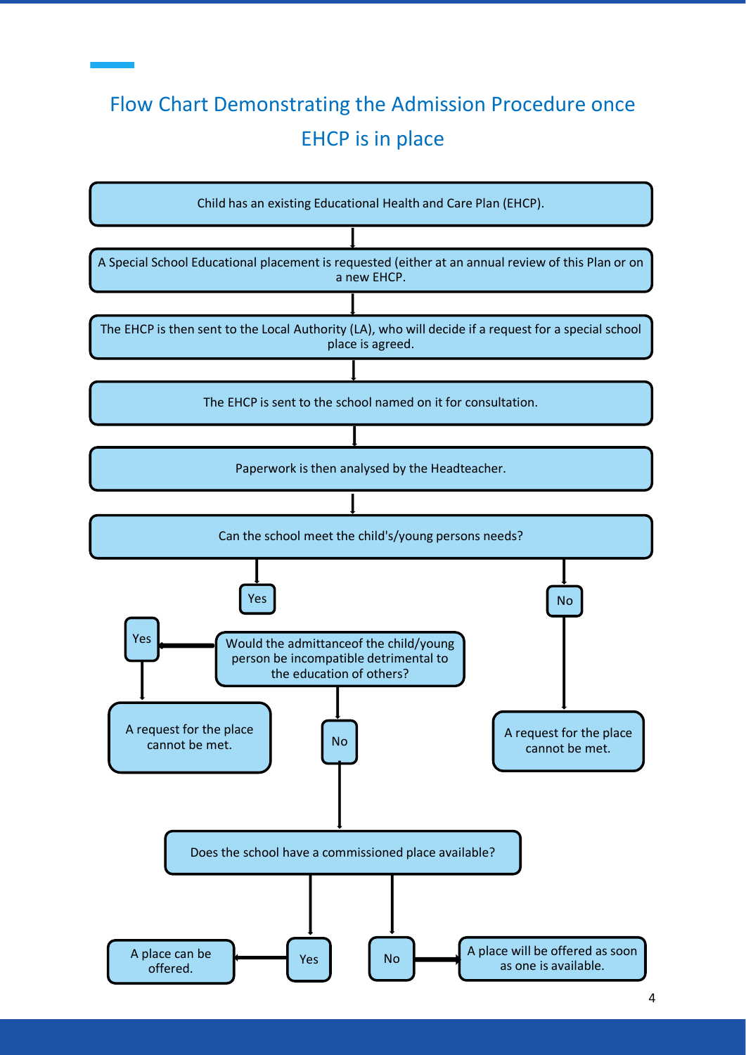## Flow Chart Demonstrating the Admission Procedure once EHCP is in place

Child has an existing Educational Health and Care Plan (EHCP).

A Special School Educational placement is requested (either at an annual review of this Plan or on a new EHCP.

The EHCP is then sent to the Local Authority (LA), who will decide if a request for a special school place is agreed.

The EHCP is sent to the school named on it for consultation.

Paperwork is then analysed by the Headteacher.

Can the school meet the child's/young persons needs?

Yes

No

A request for the place cannot be met.

Would the admittanceof the child/young person be incompatible detrimental to the education of others?

Yes

A request for the place cannot be met.

No

Does the school have a commissioned place available?

Yes

A place can be offered.

No

A place will be offered as soon as one is available.